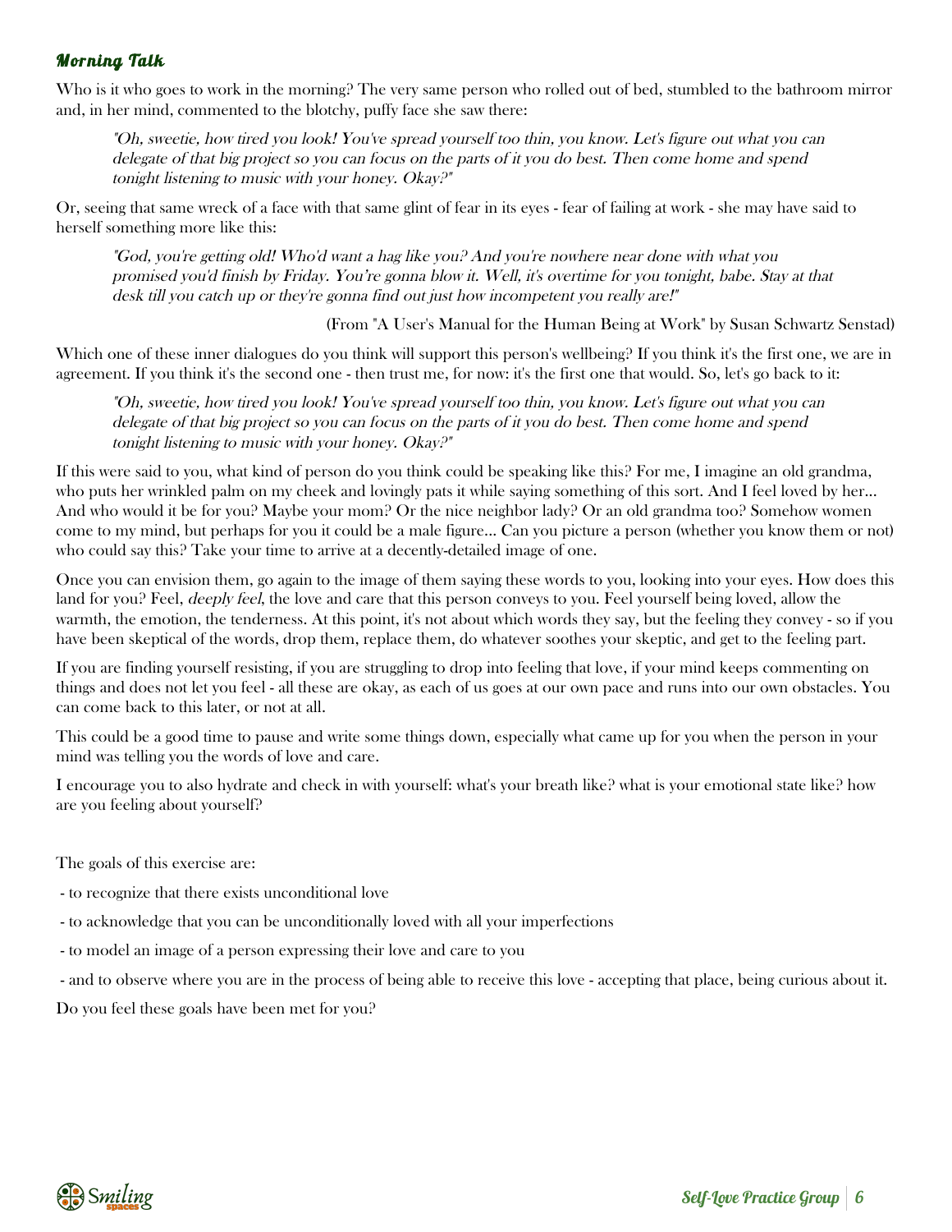### *Morning Talk*

Who is it who goes to work in the morning? The very same person who rolled out of bed, stumbled to the bathroom mirror and, in her mind, commented to the blotchy, puffy face she saw there:

> *"Oh, sweetie, how tired you look! You've spread yourself too thin, you know. Let's figure out what you can delegate of that big project so you can focus on the parts of it you do best. Then come home and spend tonight listening to music with your honey. Okay?"*

Or, seeing that same wreck of a face with that same glint of fear in its eyes - fear of failing at work - she may have said to herself something more like this:

> *"God, you're getting old! Who'd want a hag like you? And you're nowhere near done with what you promised you'd finish by Friday. You're gonna blow it. Well, it's overtime for you tonight, babe. Stay at that desk till you catch up or they're gonna find out just how incompetent you really are!"*

(From "A User's Manual for the Human Being at Work" by Susan Schwartz Senstad)

Which one of these inner dialogues do you think will support this person's wellbeing? If you think it's the first one, we are in agreement. If you think it's the second one - then trust me, for now: it's the first one that would. So, let's go back to it:

> *"Oh, sweetie, how tired you look! You've spread yourself too thin, you know. Let's figure out what you can delegate of that big project so you can focus on the parts of it you do best. Then come home and spend tonight listening to music with your honey. Okay?"*

If this were said to you, what kind of person do you think could be speaking like this? For me, I imagine an old grandma, who puts her wrinkled palm on my cheek and lovingly pats it while saying something of this sort. And I feel loved by her... And who would it be for you? Maybe your mom? Or the nice neighbor lady? Or an old grandma too? Somehow women come to my mind, but perhaps for you it could be a male figure... Can you picture a person (whether you know them or not) who could say this? Take your time to arrive at a decently-detailed image of one.

Once you can envision them, go again to the image of them saying these words to you, looking into your eyes. How does this land for you? Feel, *deeply feel*, the love and care that this person conveys to you. Feel yourself being loved, allow the warmth, the emotion, the tenderness. At this point, it's not about which words they say, but the feeling they convey - so if you have been skeptical of the words, drop them, replace them, do whatever soothes your skeptic, and get to the feeling part.

If you are finding yourself resisting, if you are struggling to drop into feeling that love, if your mind keeps commenting on things and does not let you feel - all these are okay, as each of us goes at our own pace and runs into our own obstacles. You can come back to this later, or not at all.

This could be a good time to pause and write some things down, especially what came up for you when the person in your mind was telling you the words of love and care.

I encourage you to also hydrate and check in with yourself: what's your breath like? what is your emotional state like? how are you feeling about yourself?

The goals of this exercise are:

- to recognize that there exists unconditional love
- to acknowledge that you can be unconditionally loved with all your imperfections
- to model an image of a person expressing their love and care to you
- and to observe where you are in the process of being able to receive this love - accepting that place, being curious about it.

Do you feel these goals have been met for you?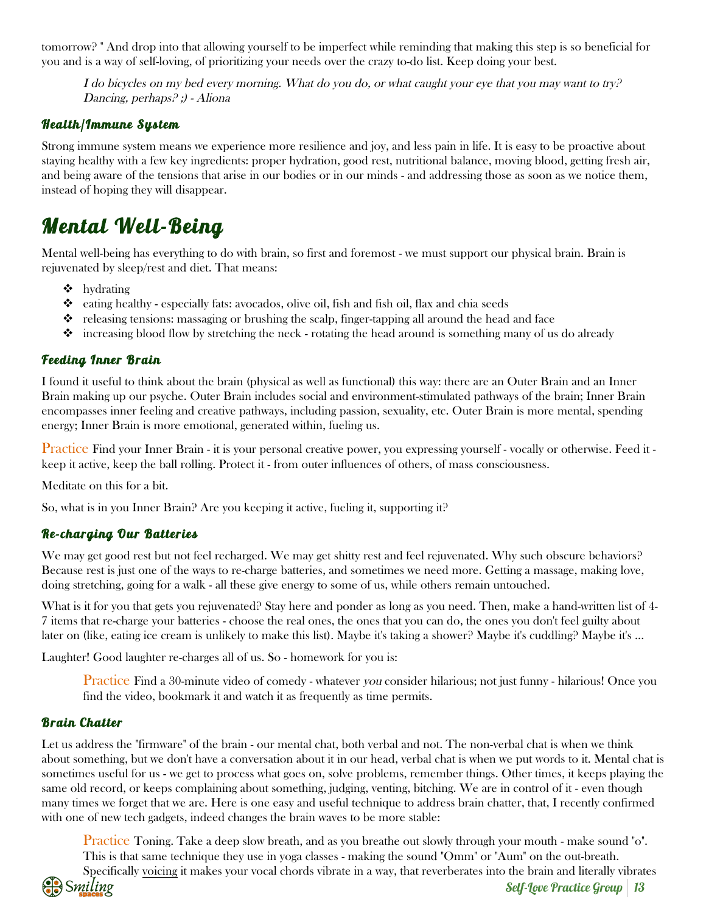tomorrow? " And drop into that allowing yourself to be imperfect while reminding that making this step is so beneficial for you and is a way of self-loving, of prioritizing your needs over the crazy to-do list. Keep doing your best.

> *I do bicycles on my bed every morning. What do you do, or what caught your eye that you may want to try? Dancing, perhaps? ;) - Aliona*

### Health/Immune System

Strong immune system means we experience more resilience and joy, and less pain in life. It is easy to be proactive about staying healthy with a few key ingredients: proper hydration, good rest, nutritional balance, moving blood, getting fresh air, and being aware of the tensions that arise in our bodies or in our minds - and addressing those as soon as we notice them, instead of hoping they will disappear.

## Mental Well-Being

Mental well-being has everything to do with brain, so first and foremost - we must support our physical brain. Brain is rejuvenated by sleep/rest and diet. That means:

- hydrating
- eating healthy - especially fats: avocados, olive oil, fish and fish oil, flax and chia seeds
- releasing tensions: massaging or brushing the scalp, finger-tapping all around the head and face
- increasing blood flow by stretching the neck - rotating the head around is something many of us do already

### Feeding Inner Brain

I found it useful to think about the brain (physical as well as functional) this way: there are an Outer Brain and an Inner Brain making up our psyche. Outer Brain includes social and environment-stimulated pathways of the brain; Inner Brain encompasses inner feeling and creative pathways, including passion, sexuality, etc. Outer Brain is more mental, spending energy; Inner Brain is more emotional, generated within, fueling us.

Practice Find your Inner Brain - it is your personal creative power, you expressing yourself - vocally or otherwise. Feed it - keep it active, keep the ball rolling. Protect it - from outer influences of others, of mass consciousness.

Meditate on this for a bit.

So, what is in you Inner Brain? Are you keeping it active, fueling it, supporting it?

### Re-charging Our Batteries

We may get good rest but not feel recharged. We may get shitty rest and feel rejuvenated. Why such obscure behaviors? Because rest is just one of the ways to re-charge batteries, and sometimes we need more. Getting a massage, making love, doing stretching, going for a walk - all these give energy to some of us, while others remain untouched.

What is it for you that gets you rejuvenated? Stay here and ponder as long as you need. Then, make a hand-written list of 4-7 items that re-charge your batteries - choose the real ones, the ones that you can do, the ones you don't feel guilty about later on (like, eating ice cream is unlikely to make this list). Maybe it's taking a shower? Maybe it's cuddling? Maybe it's ...

Laughter! Good laughter re-charges all of us. So - homework for you is:

> Practice Find a 30-minute video of comedy - whatever *you* consider hilarious; not just funny - hilarious! Once you find the video, bookmark it and watch it as frequently as time permits.

### Brain Chatter

Let us address the "firmware" of the brain - our mental chat, both verbal and not. The non-verbal chat is when we think about something, but we don't have a conversation about it in our head, verbal chat is when we put words to it. Mental chat is sometimes useful for us - we get to process what goes on, solve problems, remember things. Other times, it keeps playing the same old record, or keeps complaining about something, judging, venting, bitching. We are in control of it - even though many times we forget that we are. Here is one easy and useful technique to address brain chatter, that, I recently confirmed with one of new tech gadgets, indeed changes the brain waves to be more stable:

> Practice Toning. Take a deep slow breath, and as you breathe out slowly through your mouth - make sound "o". This is that same technique they use in yoga classes - making the sound "Omm" or "Aum" on the out-breath. Specifically voicing it makes your vocal chords vibrate in a way, that reverberates into the brain and literally vibrates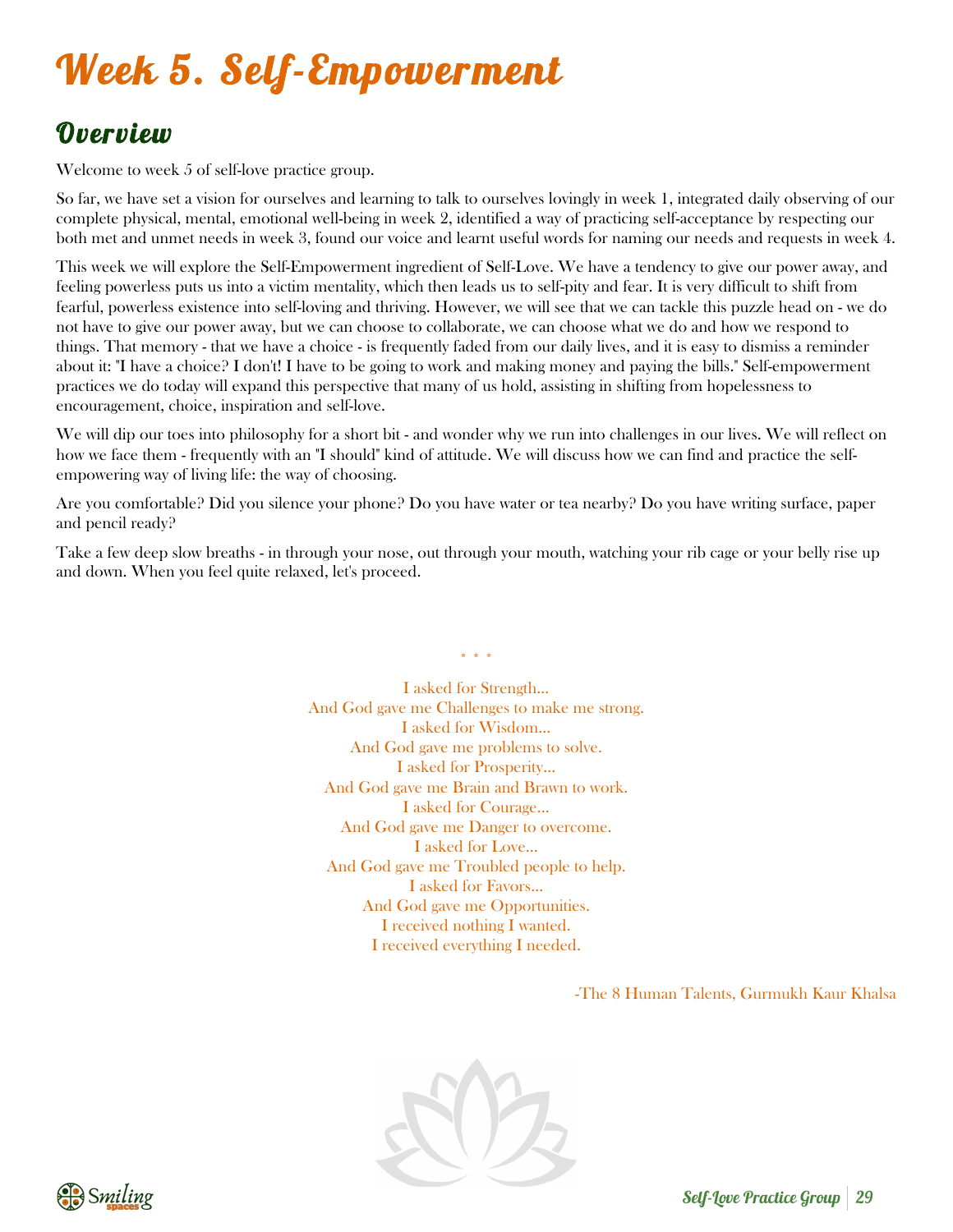# Week 5. Self-Empowerment

## Overview

Welcome to week 5 of self-love practice group.

So far, we have set a vision for ourselves and learning to talk to ourselves lovingly in week 1, integrated daily observing of our complete physical, mental, emotional well-being in week 2, identified a way of practicing self-acceptance by respecting our both met and unmet needs in week 3, found our voice and learnt useful words for naming our needs and requests in week 4.

This week we will explore the Self-Empowerment ingredient of Self-Love. We have a tendency to give our power away, and feeling powerless puts us into a victim mentality, which then leads us to self-pity and fear. It is very difficult to shift from fearful, powerless existence into self-loving and thriving. However, we will see that we can tackle this puzzle head on - we do not have to give our power away, but we can choose to collaborate, we can choose what we do and how we respond to things. That memory - that we have a choice - is frequently faded from our daily lives, and it is easy to dismiss a reminder about it: "I have a choice? I don't! I have to be going to work and making money and paying the bills." Self-empowerment practices we do today will expand this perspective that many of us hold, assisting in shifting from hopelessness to encouragement, choice, inspiration and self-love.

We will dip our toes into philosophy for a short bit - and wonder why we run into challenges in our lives. We will reflect on how we face them - frequently with an "I should" kind of attitude. We will discuss how we can find and practice the self-empowering way of living life: the way of choosing.

Are you comfortable? Did you silence your phone? Do you have water or tea nearby? Do you have writing surface, paper and pencil ready?

Take a few deep slow breaths - in through your nose, out through your mouth, watching your rib cage or your belly rise up and down. When you feel quite relaxed, let's proceed.

\* \* \*

I asked for Strength...
And God gave me Challenges to make me strong.
I asked for Wisdom...
And God gave me problems to solve.
I asked for Prosperity...
And God gave me Brain and Brawn to work.
I asked for Courage...
And God gave me Danger to overcome.
I asked for Love...
And God gave me Troubled people to help.
I asked for Favors...
And God gave me Opportunities.
I received nothing I wanted.
I received everything I needed.

-The 8 Human Talents, Gurmukh Kaur Khalsa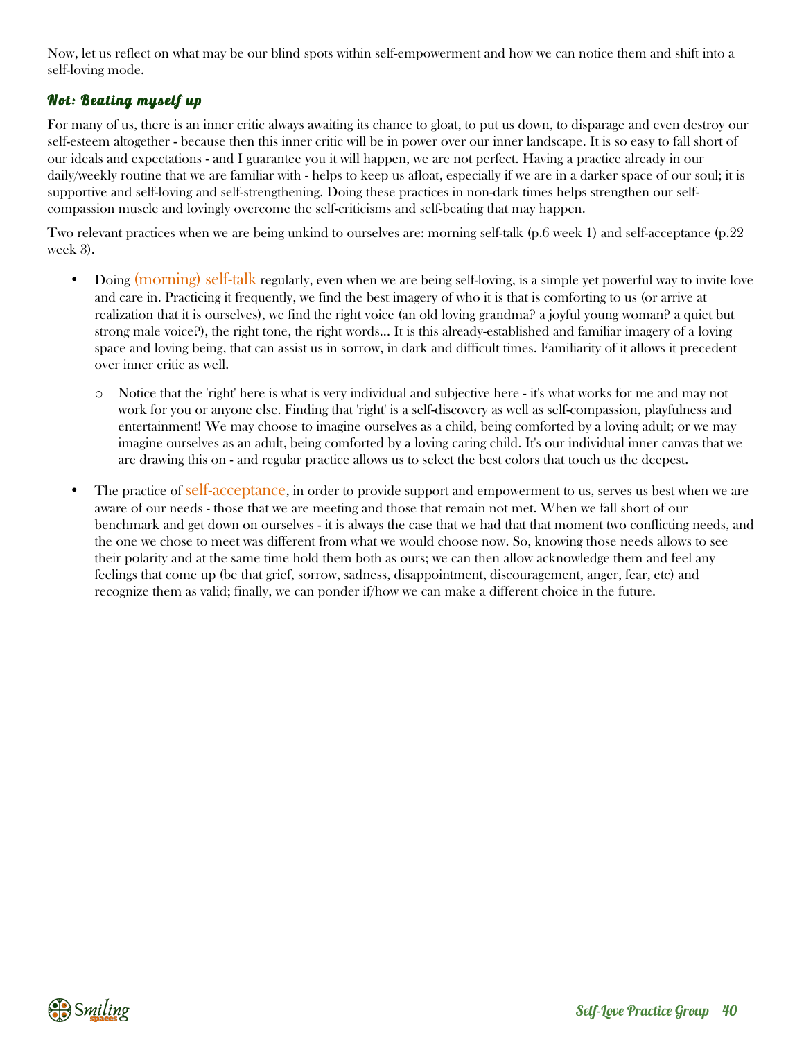Now, let us reflect on what may be our blind spots within self-empowerment and how we can notice them and shift into a self-loving mode.

### Not: Beating myself up

For many of us, there is an inner critic always awaiting its chance to gloat, to put us down, to disparage and even destroy our self-esteem altogether - because then this inner critic will be in power over our inner landscape. It is so easy to fall short of our ideals and expectations - and I guarantee you it will happen, we are not perfect. Having a practice already in our daily/weekly routine that we are familiar with - helps to keep us afloat, especially if we are in a darker space of our soul; it is supportive and self-loving and self-strengthening. Doing these practices in non-dark times helps strengthen our self-compassion muscle and lovingly overcome the self-criticisms and self-beating that may happen.

Two relevant practices when we are being unkind to ourselves are: morning self-talk (p.6 week 1) and self-acceptance (p.22 week 3).

- Doing (morning) self-talk regularly, even when we are being self-loving, is a simple yet powerful way to invite love and care in. Practicing it frequently, we find the best imagery of who it is that is comforting to us (or arrive at realization that it is ourselves), we find the right voice (an old loving grandma? a joyful young woman? a quiet but strong male voice?), the right tone, the right words... It is this already-established and familiar imagery of a loving space and loving being, that can assist us in sorrow, in dark and difficult times. Familiarity of it allows it precedent over inner critic as well.
    - Notice that the 'right' here is what is very individual and subjective here - it's what works for me and may not work for you or anyone else. Finding that 'right' is a self-discovery as well as self-compassion, playfulness and entertainment! We may choose to imagine ourselves as a child, being comforted by a loving adult; or we may imagine ourselves as an adult, being comforted by a loving caring child. It's our individual inner canvas that we are drawing this on - and regular practice allows us to select the best colors that touch us the deepest.
- The practice of self-acceptance, in order to provide support and empowerment to us, serves us best when we are aware of our needs - those that we are meeting and those that remain not met. When we fall short of our benchmark and get down on ourselves - it is always the case that we had that that moment two conflicting needs, and the one we chose to meet was different from what we would choose now. So, knowing those needs allows to see their polarity and at the same time hold them both as ours; we can then allow acknowledge them and feel any feelings that come up (be that grief, sorrow, sadness, disappointment, discouragement, anger, fear, etc) and recognize them as valid; finally, we can ponder if/how we can make a different choice in the future.